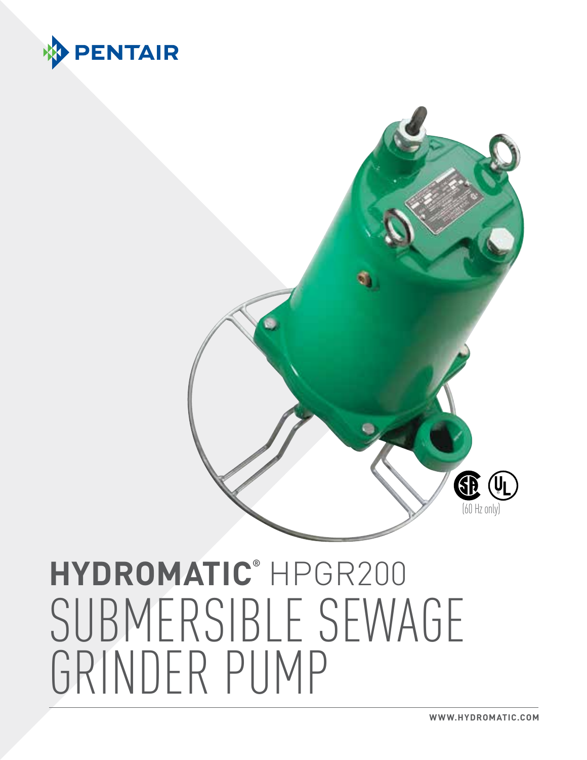PENTAIR

(60 Hz only)

# HYDROMATIC® HPGR200 SUBMERSIBLE SEWAGE GRINDER PUMP

WWW.HYDROMATIC.COM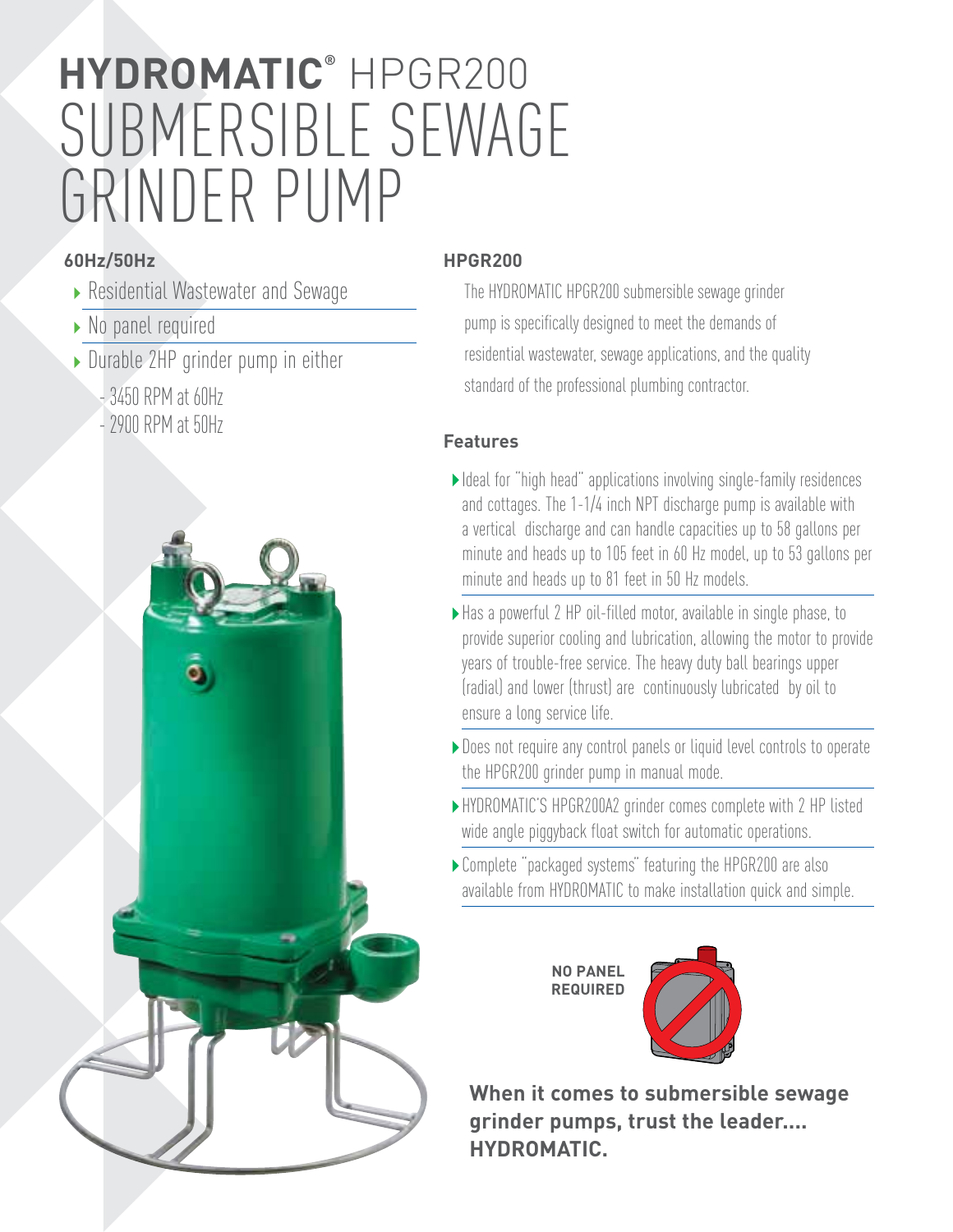# HYDROMATIC® HPGR200 SUBMERSIBLE SEWAGE GRINDER PUMP

**60Hz/50Hz**

- Residential Wastewater and Sewage
- No panel required
- Durable 2HP grinder pump in either
  - 3450 RPM at 60Hz
  - 2900 RPM at 50Hz

**HPGR200**

The HYDROMATIC HPGR200 submersible sewage grinder pump is specifically designed to meet the demands of residential wastewater, sewage applications, and the quality standard of the professional plumbing contractor.

**Features**

- Ideal for "high head" applications involving single-family residences and cottages. The 1-1/4 inch NPT discharge pump is available with a vertical discharge and can handle capacities up to 58 gallons per minute and heads up to 105 feet in 60 Hz model, up to 53 gallons per minute and heads up to 81 feet in 50 Hz models.
- Has a powerful 2 HP oil-filled motor, available in single phase, to provide superior cooling and lubrication, allowing the motor to provide years of trouble-free service. The heavy duty ball bearings upper (radial) and lower (thrust) are continuously lubricated by oil to ensure a long service life.
- Does not require any control panels or liquid level controls to operate the HPGR200 grinder pump in manual mode.
- HYDROMATIC'S HPGR200A2 grinder comes complete with 2 HP listed wide angle piggyback float switch for automatic operations.
- Complete "packaged systems" featuring the HPGR200 are also available from HYDROMATIC to make installation quick and simple.

**NO PANEL REQUIRED**

**When it comes to submersible sewage grinder pumps, trust the leader.... HYDROMATIC.**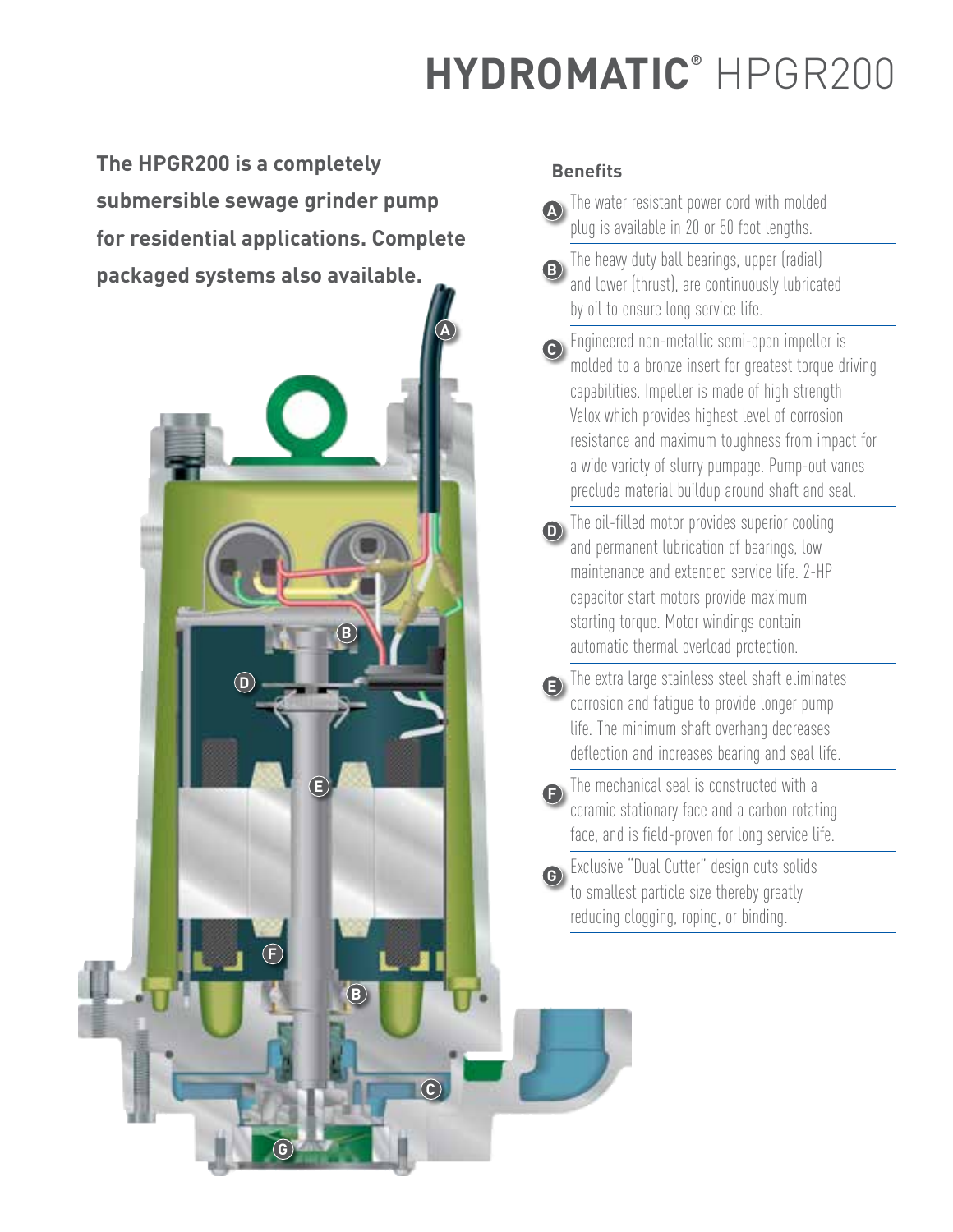# HYDROMATIC® HPGR200

**The HPGR200 is a completely submersible sewage grinder pump for residential applications. Complete packaged systems also available.**

### Benefits

- **A** The water resistant power cord with molded plug is available in 20 or 50 foot lengths.
- **B** The heavy duty ball bearings, upper (radial) and lower (thrust), are continuously lubricated by oil to ensure long service life.
- **C** Engineered non-metallic semi-open impeller is molded to a bronze insert for greatest torque driving capabilities. Impeller is made of high strength Valox which provides highest level of corrosion resistance and maximum toughness from impact for a wide variety of slurry pumpage. Pump-out vanes preclude material buildup around shaft and seal.
- **D** The oil-filled motor provides superior cooling and permanent lubrication of bearings, low maintenance and extended service life. 2-HP capacitor start motors provide maximum starting torque. Motor windings contain automatic thermal overload protection.
- **E** The extra large stainless steel shaft eliminates corrosion and fatigue to provide longer pump life. The minimum shaft overhang decreases deflection and increases bearing and seal life.
- **F** The mechanical seal is constructed with a ceramic stationary face and a carbon rotating face, and is field-proven for long service life.
- **G** Exclusive "Dual Cutter" design cuts solids to smallest particle size thereby greatly reducing clogging, roping, or binding.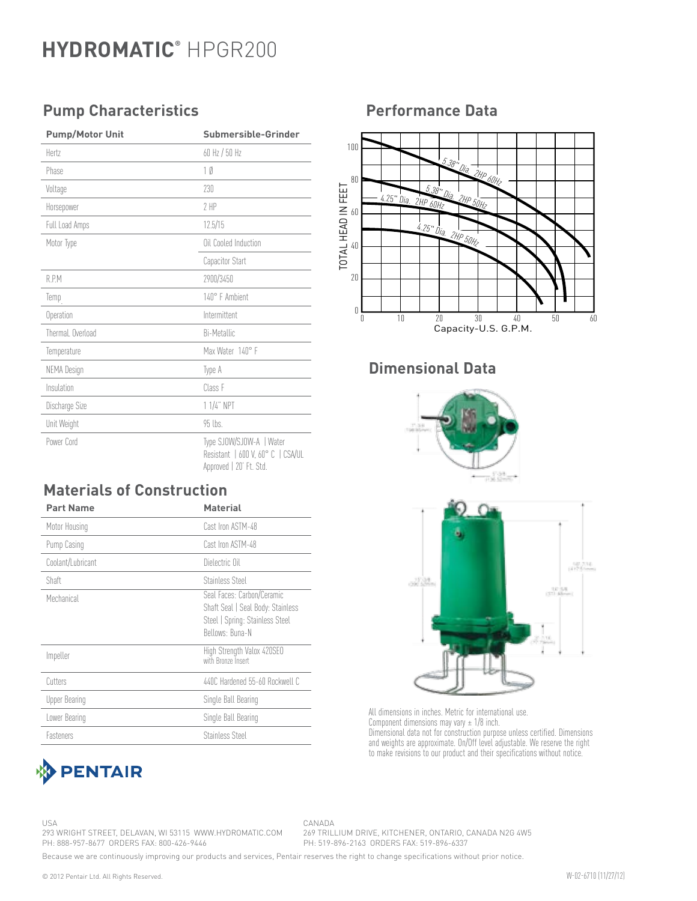# HYDROMATIC® HPGR200

## Pump Characteristics

| Pump/Motor Unit | Submersible-Grinder |
|---|---|
| Hertz | 60 Hz / 50 Hz |
| Phase | 1 Ø |
| Voltage | 230 |
| Horsepower | 2 HP |
| Full Load Amps | 12.5/15 |
| Motor Type | Oil Cooled Induction |
| | Capacitor Start |
| R.P.M | 2900/3450 |
| Temp | 140° F Ambient |
| Operation | Intermittent |
| Thermal Overload | Bi-Metallic |
| Temperature | Max Water 140° F |
| NEMA Design | Type A |
| Insulation | Class F |
| Discharge Size | 1 1/4" NPT |
| Unit Weight | 95 lbs. |
| Power Cord | Type SJOW/SJOW-A \| Water Resistant \| 600 V, 60° C \| CSA/UL Approved \| 20' Ft. Std. |

## Materials of Construction

| Part Name | Material |
|---|---|
| Motor Housing | Cast Iron ASTM-48 |
| Pump Casing | Cast Iron ASTM-48 |
| Coolant/Lubricant | Dielectric Oil |
| Shaft | Stainless Steel |
| Mechanical | Seal Faces: Carbon/Ceramic Shaft Seal \| Seal Body: Stainless Steel \| Spring: Stainless Steel Bellows: Buna-N |
| Impeller | High Strength Valox 420SEO with Bronze Insert |
| Cutters | 440C Hardened 55-60 Rockwell C |
| Upper Bearing | Single Ball Bearing |
| Lower Bearing | Single Ball Bearing |
| Fasteners | Stainless Steel |

## Performance Data

TOTAL HEAD IN FEET

0
20
40
60
80
100

0
10
20
30
40
50
60

Capacity-U.S. G.P.M.

5.38" Dia. 2HP 60Hz

5.38" Dia. 2HP 50Hz

4.25" Dia. 2HP 60Hz

4.25" Dia. 2HP 50Hz

## Dimensional Data

All dimensions in inches. Metric for international use.
Component dimensions may vary ± 1/8 inch.
Dimensional data not for construction purpose unless certified. Dimensions and weights are approximate. On/Off level adjustable. We reserve the right to make revisions to our product and their specifications without notice.

PENTAIR

USA
293 WRIGHT STREET, DELAVAN, WI 53115 WWW.HYDROMATIC.COM
PH: 888-957-8677 ORDERS FAX: 800-426-9446

CANADA
269 TRILLIUM DRIVE, KITCHENER, ONTARIO, CANADA N2G 4W5
PH: 519-896-2163 ORDERS FAX: 519-896-6337

Because we are continuously improving our products and services, Pentair reserves the right to change specifications without prior notice.

© 2012 Pentair Ltd. All Rights Reserved.

W-02-6710 (11/27/12)